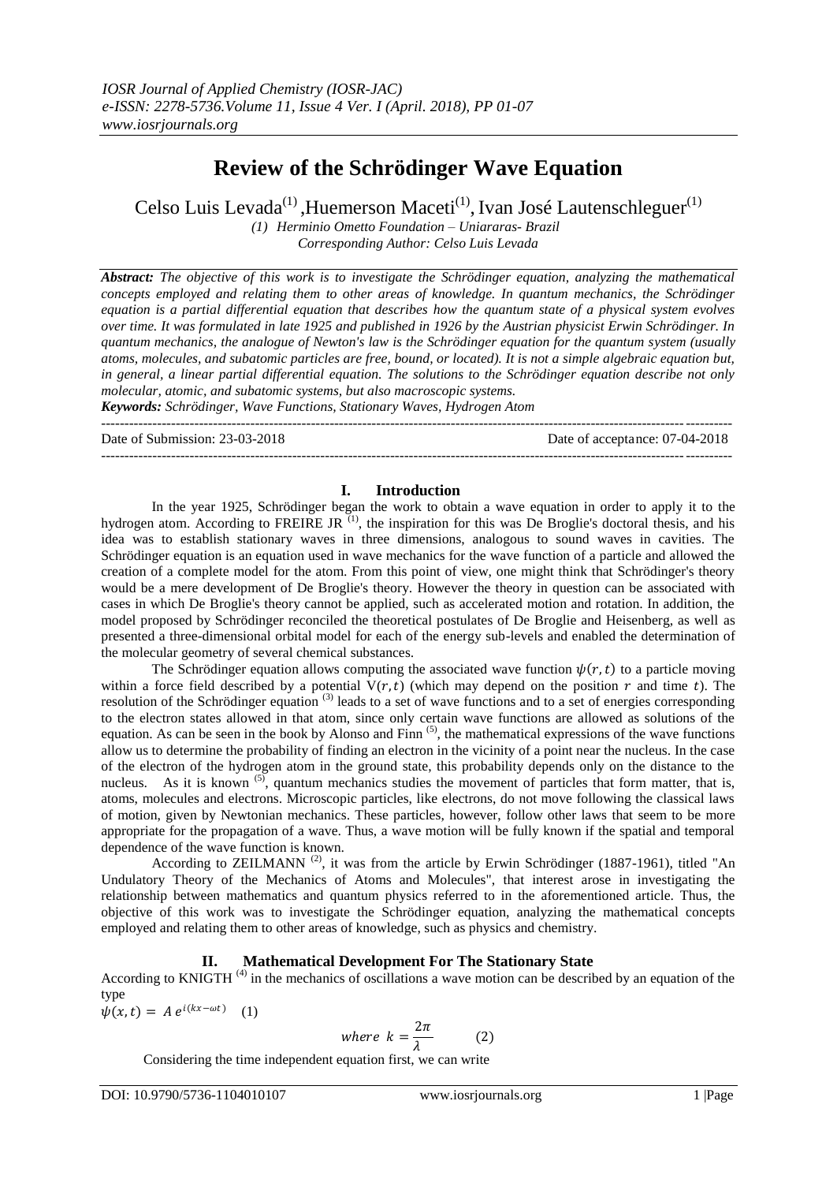# Review of the Schrödinger Wave Equation

Celso Luis Levada[(1)], Huemerson Maceti[(1)], Ivan José Lautenschleguer[(1)]

*(1) Herminio Ometto Foundation – Uniararas- Brazil*
*Corresponding Author: Celso Luis Levada*

***Abstract:*** *The objective of this work is to investigate the Schrödinger equation, analyzing the mathematical concepts employed and relating them to other areas of knowledge. In quantum mechanics, the Schrödinger equation is a partial differential equation that describes how the quantum state of a physical system evolves over time. It was formulated in late 1925 and published in 1926 by the Austrian physicist Erwin Schrödinger. In quantum mechanics, the analogue of Newton's law is the Schrödinger equation for the quantum system (usually atoms, molecules, and subatomic particles are free, bound, or located). It is not a simple algebraic equation but, in general, a linear partial differential equation. The solutions to the Schrödinger equation describe not only molecular, atomic, and subatomic systems, but also macroscopic systems.*

***Keywords:*** *Schrödinger, Wave Functions, Stationary Waves, Hydrogen Atom*

---

Date of Submission: 23-03-2018 Date of acceptance: 07-04-2018

---

## I. Introduction

In the year 1925, Schrödinger began the work to obtain a wave equation in order to apply it to the hydrogen atom. According to FREIRE JR [(1)], the inspiration for this was De Broglie's doctoral thesis, and his idea was to establish stationary waves in three dimensions, analogous to sound waves in cavities. The Schrödinger equation is an equation used in wave mechanics for the wave function of a particle and allowed the creation of a complete model for the atom. From this point of view, one might think that Schrödinger's theory would be a mere development of De Broglie's theory. However the theory in question can be associated with cases in which De Broglie's theory cannot be applied, such as accelerated motion and rotation. In addition, the model proposed by Schrödinger reconciled the theoretical postulates of De Broglie and Heisenberg, as well as presented a three-dimensional orbital model for each of the energy sub-levels and enabled the determination of the molecular geometry of several chemical substances.

The Schrödinger equation allows computing the associated wave function $\psi(r,t)$ to a particle moving within a force field described by a potential $V(r,t)$ (which may depend on the position $r$ and time $t$). The resolution of the Schrödinger equation [(3)] leads to a set of wave functions and to a set of energies corresponding to the electron states allowed in that atom, since only certain wave functions are allowed as solutions of the equation. As can be seen in the book by Alonso and Finn [(5)], the mathematical expressions of the wave functions allow us to determine the probability of finding an electron in the vicinity of a point near the nucleus. In the case of the electron of the hydrogen atom in the ground state, this probability depends only on the distance to the nucleus. As it is known [(5)], quantum mechanics studies the movement of particles that form matter, that is, atoms, molecules and electrons. Microscopic particles, like electrons, do not move following the classical laws of motion, given by Newtonian mechanics. These particles, however, follow other laws that seem to be more appropriate for the propagation of a wave. Thus, a wave motion will be fully known if the spatial and temporal dependence of the wave function is known.

According to ZEILMANN [(2)], it was from the article by Erwin Schrödinger (1887-1961), titled "An Undulatory Theory of the Mechanics of Atoms and Molecules", that interest arose in investigating the relationship between mathematics and quantum physics referred to in the aforementioned article. Thus, the objective of this work was to investigate the Schrödinger equation, analyzing the mathematical concepts employed and relating them to other areas of knowledge, such as physics and chemistry.

## II. Mathematical Development For The Stationary State

According to KNIGTH [(4)] in the mechanics of oscillations a wave motion can be described by an equation of the type

$$\psi(x,t) = A\, e^{i(kx-\omega t)} \quad (1)$$

$$where\ \ k = \frac{2\pi}{\lambda} \quad (2)$$

Considering the time independent equation first, we can write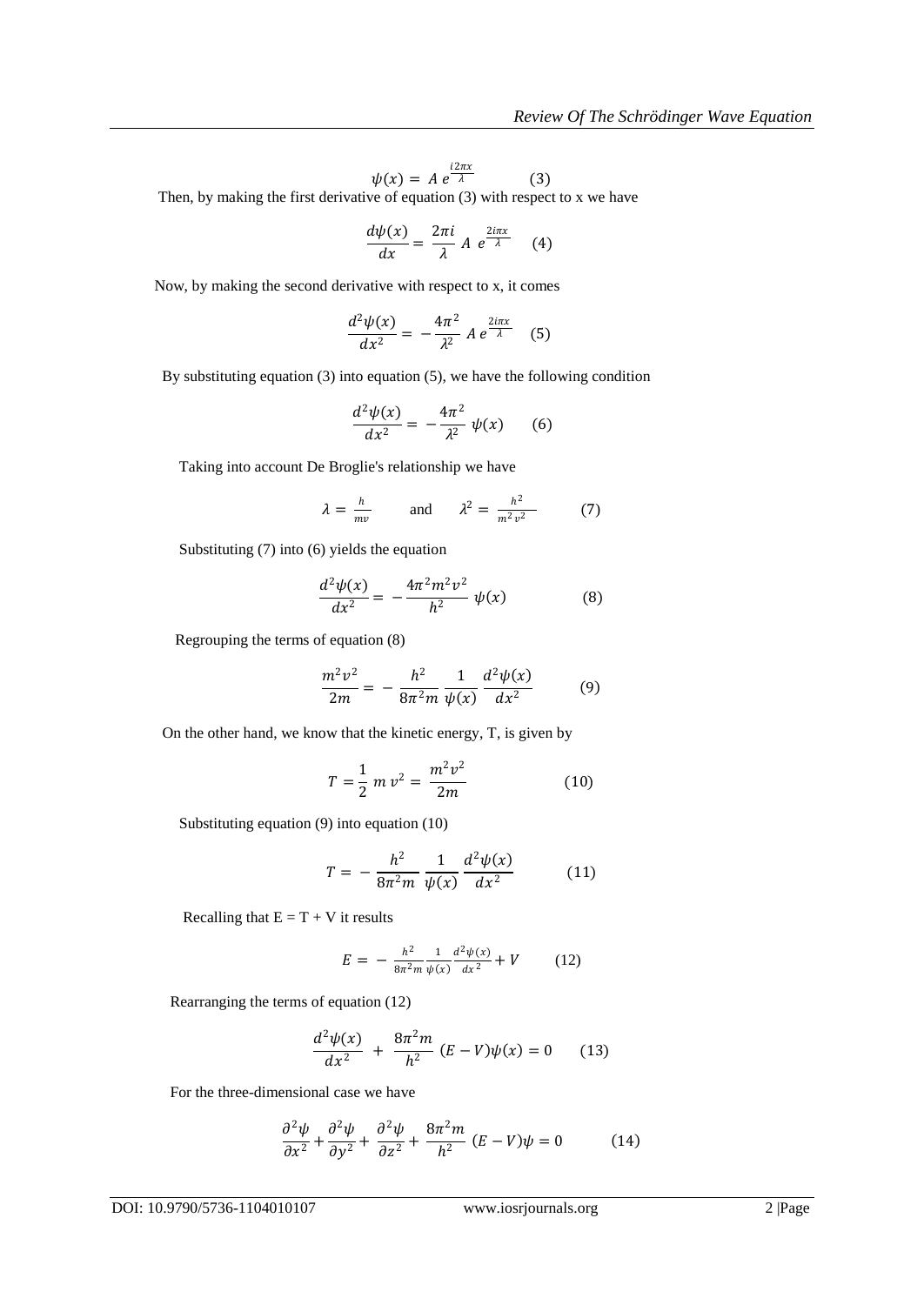$$\psi(x) = A\, e^{\frac{i2\pi x}{\lambda}} \qquad (3)$$

Then, by making the first derivative of equation (3) with respect to x we have

$$\frac{d\psi(x)}{dx} = \frac{2\pi i}{\lambda}\, A\, e^{\frac{2i\pi x}{\lambda}} \qquad (4)$$

Now, by making the second derivative with respect to x, it comes

$$\frac{d^2\psi(x)}{dx^2} = -\frac{4\pi^2}{\lambda^2}\, A\, e^{\frac{2i\pi x}{\lambda}} \qquad (5)$$

By substituting equation (3) into equation (5), we have the following condition

$$\frac{d^2\psi(x)}{dx^2} = -\frac{4\pi^2}{\lambda^2}\, \psi(x) \qquad (6)$$

Taking into account De Broglie's relationship we have

$$\lambda = \frac{h}{mv} \qquad \text{and} \qquad \lambda^2 = \frac{h^2}{m^2 v^2} \qquad (7)$$

Substituting (7) into (6) yields the equation

$$\frac{d^2\psi(x)}{dx^2} = -\frac{4\pi^2 m^2 v^2}{h^2}\, \psi(x) \qquad (8)$$

Regrouping the terms of equation (8)

$$\frac{m^2 v^2}{2m} = -\frac{h^2}{8\pi^2 m}\frac{1}{\psi(x)}\frac{d^2\psi(x)}{dx^2} \qquad (9)$$

On the other hand, we know that the kinetic energy, T, is given by

$$T = \frac{1}{2}\, m\, v^2 = \frac{m^2 v^2}{2m} \qquad (10)$$

Substituting equation (9) into equation (10)

$$T = -\frac{h^2}{8\pi^2 m}\frac{1}{\psi(x)}\frac{d^2\psi(x)}{dx^2} \qquad (11)$$

Recalling that $E = T + V$ it results

$$E = -\frac{h^2}{8\pi^2 m}\frac{1}{\psi(x)}\frac{d^2\psi(x)}{dx^2} + V \qquad (12)$$

Rearranging the terms of equation (12)

$$\frac{d^2\psi(x)}{dx^2} + \frac{8\pi^2 m}{h^2}\,(E - V)\psi(x) = 0 \qquad (13)$$

For the three-dimensional case we have

$$\frac{\partial^2\psi}{\partial x^2} + \frac{\partial^2\psi}{\partial y^2} + \frac{\partial^2\psi}{\partial z^2} + \frac{8\pi^2 m}{h^2}\,(E - V)\psi = 0 \qquad (14)$$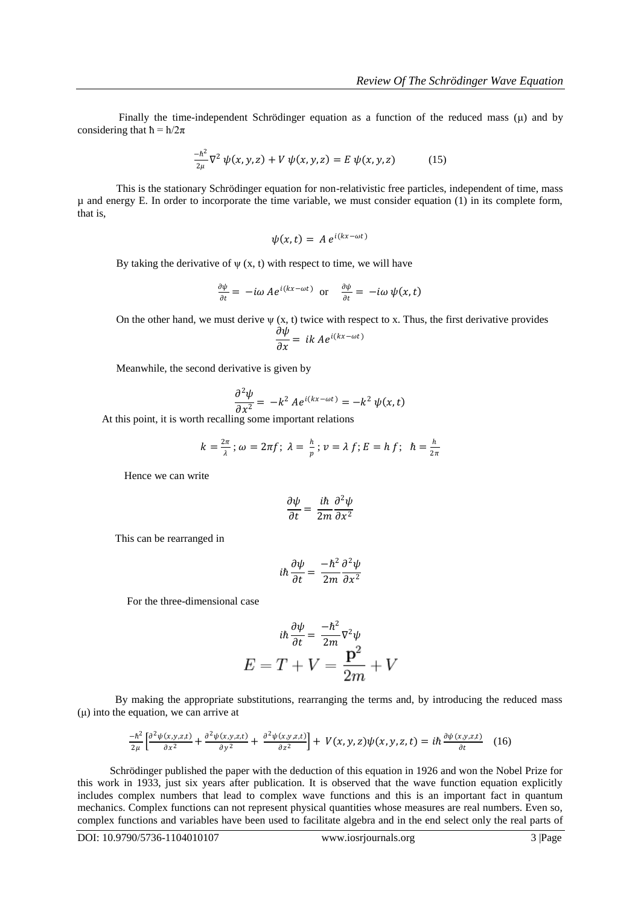Finally the time-independent Schrödinger equation as a function of the reduced mass (μ) and by considering that $\hbar = h/2\pi$

$$\frac{-\hbar^2}{2\mu}\nabla^2\,\psi(x,y,z) + V\,\psi(x,y,z) = E\,\psi(x,y,z) \qquad (15)$$

This is the stationary Schrödinger equation for non-relativistic free particles, independent of time, mass μ and energy E. In order to incorporate the time variable, we must consider equation (1) in its complete form, that is,

$$\psi(x,t) = A\,e^{i(kx-\omega t)}$$

By taking the derivative of ψ (x, t) with respect to time, we will have

$$\frac{\partial\psi}{\partial t} = -i\omega\,Ae^{i(kx-\omega t)} \quad \text{or} \quad \frac{\partial\psi}{\partial t} = -i\omega\,\psi(x,t)$$

On the other hand, we must derive ψ (x, t) twice with respect to x. Thus, the first derivative provides

$$\frac{\partial\psi}{\partial x} = ik\,Ae^{i(kx-\omega t)}$$

Meanwhile, the second derivative is given by

$$\frac{\partial^2\psi}{\partial x^2} = -k^2\,Ae^{i(kx-\omega t)} = -k^2\,\psi(x,t)$$

At this point, it is worth recalling some important relations

$$k = \frac{2\pi}{\lambda}\,;\ \omega = 2\pi f;\ \lambda = \frac{h}{p}\,;\ v = \lambda\,f;\ E = h\,f;\ \ \hbar = \frac{h}{2\pi}$$

Hence we can write

$$\frac{\partial\psi}{\partial t} = \frac{i\hbar}{2m}\frac{\partial^2\psi}{\partial x^2}$$

This can be rearranged in

$$i\hbar\frac{\partial\psi}{\partial t} = \frac{-\hbar^2}{2m}\frac{\partial^2\psi}{\partial x^2}$$

For the three-dimensional case

$$i\hbar\frac{\partial\psi}{\partial t} = \frac{-\hbar^2}{2m}\nabla^2\psi$$

$$E = T + V = \frac{\mathbf{p}^2}{2m} + V$$

By making the appropriate substitutions, rearranging the terms and, by introducing the reduced mass (μ) into the equation, we can arrive at

$$\frac{-\hbar^2}{2\mu}\left[\frac{\partial^2\psi(x,y,z,t)}{\partial x^2} + \frac{\partial^2\psi(x,y,z,t)}{\partial y^2} + \frac{\partial^2\psi(x,y,z,t)}{\partial z^2}\right] + V(x,y,z)\psi(x,y,z,t) = i\hbar\frac{\partial\psi(x,y,z,t)}{\partial t} \quad (16)$$

Schrödinger published the paper with the deduction of this equation in 1926 and won the Nobel Prize for this work in 1933, just six years after publication. It is observed that the wave function equation explicitly includes complex numbers that lead to complex wave functions and this is an important fact in quantum mechanics. Complex functions can not represent physical quantities whose measures are real numbers. Even so, complex functions and variables have been used to facilitate algebra and in the end select only the real parts of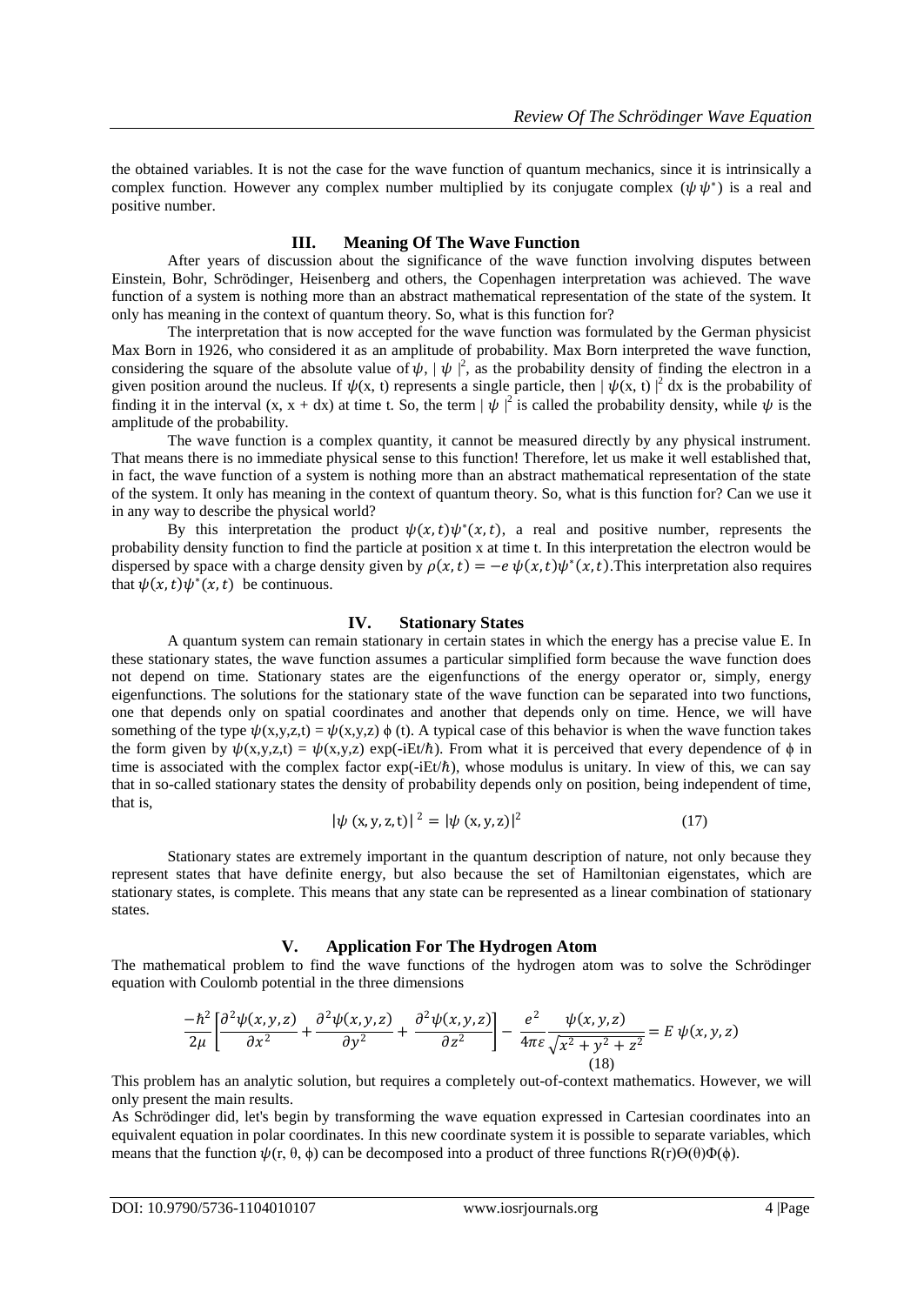the obtained variables. It is not the case for the wave function of quantum mechanics, since it is intrinsically a complex function. However any complex number multiplied by its conjugate complex ($\psi\psi^*$) is a real and positive number.

## III. Meaning Of The Wave Function

After years of discussion about the significance of the wave function involving disputes between Einstein, Bohr, Schrödinger, Heisenberg and others, the Copenhagen interpretation was achieved. The wave function of a system is nothing more than an abstract mathematical representation of the state of the system. It only has meaning in the context of quantum theory. So, what is this function for?

The interpretation that is now accepted for the wave function was formulated by the German physicist Max Born in 1926, who considered it as an amplitude of probability. Max Born interpreted the wave function, considering the square of the absolute value of $\psi$, $|\psi|^2$, as the probability density of finding the electron in a given position around the nucleus. If $\psi(x, t)$ represents a single particle, then $|\psi(x, t)|^2\, dx$ is the probability of finding it in the interval $(x, x + dx)$ at time t. So, the term $|\psi|^2$ is called the probability density, while $\psi$ is the amplitude of the probability.

The wave function is a complex quantity, it cannot be measured directly by any physical instrument. That means there is no immediate physical sense to this function! Therefore, let us make it well established that, in fact, the wave function of a system is nothing more than an abstract mathematical representation of the state of the system. It only has meaning in the context of quantum theory. So, what is this function for? Can we use it in any way to describe the physical world?

By this interpretation the product $\psi(x,t)\psi^*(x,t)$, a real and positive number, represents the probability density function to find the particle at position x at time t. In this interpretation the electron would be dispersed by space with a charge density given by $\rho(x,t) = -e\,\psi(x,t)\psi^*(x,t)$.This interpretation also requires that $\psi(x,t)\psi^*(x,t)$ be continuous.

## IV. Stationary States

A quantum system can remain stationary in certain states in which the energy has a precise value E. In these stationary states, the wave function assumes a particular simplified form because the wave function does not depend on time. Stationary states are the eigenfunctions of the energy operator or, simply, energy eigenfunctions. The solutions for the stationary state of the wave function can be separated into two functions, one that depends only on spatial coordinates and another that depends only on time. Hence, we will have something of the type $\psi(x,y,z,t) = \psi(x,y,z)\, \phi(t)$. A typical case of this behavior is when the wave function takes the form given by $\psi(x,y,z,t) = \psi(x,y,z)\exp(-iEt/\hbar)$. From what it is perceived that every dependence of $\phi$ in time is associated with the complex factor $\exp(-iEt/\hbar)$, whose modulus is unitary. In view of this, we can say that in so-called stationary states the density of probability depends only on position, being independent of time, that is,

$$|\psi(x,y,z,t)|^2 = |\psi(x,y,z)|^2 \qquad (17)$$

Stationary states are extremely important in the quantum description of nature, not only because they represent states that have definite energy, but also because the set of Hamiltonian eigenstates, which are stationary states, is complete. This means that any state can be represented as a linear combination of stationary states.

## V. Application For The Hydrogen Atom

The mathematical problem to find the wave functions of the hydrogen atom was to solve the Schrödinger equation with Coulomb potential in the three dimensions

$$\frac{-\hbar^2}{2\mu}\left[\frac{\partial^2\psi(x,y,z)}{\partial x^2} + \frac{\partial^2\psi(x,y,z)}{\partial y^2} + \frac{\partial^2\psi(x,y,z)}{\partial z^2}\right] - \frac{e^2}{4\pi\varepsilon}\frac{\psi(x,y,z)}{\sqrt{x^2+y^2+z^2}} = E\,\psi(x,y,z) \qquad (18)$$

This problem has an analytic solution, but requires a completely out-of-context mathematics. However, we will only present the main results.

As Schrödinger did, let's begin by transforming the wave equation expressed in Cartesian coordinates into an equivalent equation in polar coordinates. In this new coordinate system it is possible to separate variables, which means that the function $\psi(r, \theta, \phi)$ can be decomposed into a product of three functions $R(r)\Theta(\theta)\Phi(\phi)$.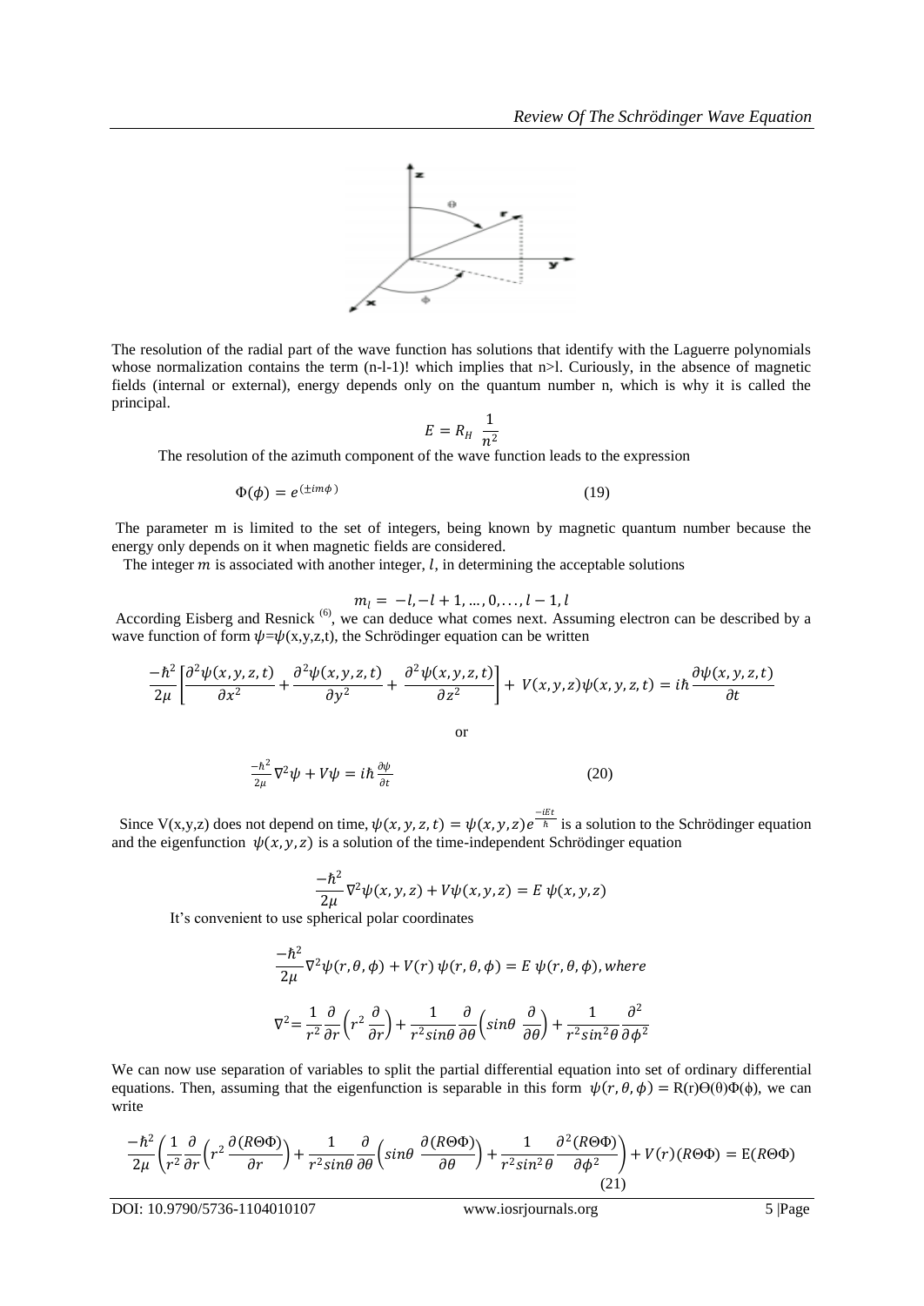The resolution of the radial part of the wave function has solutions that identify with the Laguerre polynomials whose normalization contains the term (n-l-1)! which implies that n>l. Curiously, in the absence of magnetic fields (internal or external), energy depends only on the quantum number n, which is why it is called the principal.

$$E = R_H \ \frac{1}{n^2}$$

The resolution of the azimuth component of the wave function leads to the expression

$$\Phi(\phi) = e^{(\pm im\phi)} \tag{19}$$

The parameter m is limited to the set of integers, being known by magnetic quantum number because the energy only depends on it when magnetic fields are considered.

The integer $m$ is associated with another integer, $l$, in determining the acceptable solutions

$$m_l = -l, -l+1, \dots, 0, \dots, l-1, l$$

According Eisberg and Resnick [6], we can deduce what comes next. Assuming electron can be described by a wave function of form $\psi$=$\psi$(x,y,z,t), the Schrödinger equation can be written

$$\frac{-\hbar^2}{2\mu}\left[\frac{\partial^2\psi(x,y,z,t)}{\partial x^2} + \frac{\partial^2\psi(x,y,z,t)}{\partial y^2} + \frac{\partial^2\psi(x,y,z,t)}{\partial z^2}\right] + V(x,y,z)\psi(x,y,z,t) = i\hbar\frac{\partial\psi(x,y,z,t)}{\partial t}$$

or

$$\frac{-\hbar^2}{2\mu}\nabla^2\psi + V\psi = i\hbar\frac{\partial\psi}{\partial t} \tag{20}$$

Since V(x,y,z) does not depend on time, $\psi(x,y,z,t) = \psi(x,y,z)e^{\frac{-iEt}{\hbar}}$ is a solution to the Schrödinger equation and the eigenfunction $\psi(x,y,z)$ is a solution of the time-independent Schrödinger equation

$$\frac{-\hbar^2}{2\mu}\nabla^2\psi(x,y,z) + V\psi(x,y,z) = E\ \psi(x,y,z)$$

It's convenient to use spherical polar coordinates

$$\frac{-\hbar^2}{2\mu}\nabla^2\psi(r,\theta,\phi) + V(r)\ \psi(r,\theta,\phi) = E\ \psi(r,\theta,\phi), where$$

$$\nabla^2 = \frac{1}{r^2}\frac{\partial}{\partial r}\left(r^2\frac{\partial}{\partial r}\right) + \frac{1}{r^2 sin\theta}\frac{\partial}{\partial\theta}\left(sin\theta\ \frac{\partial}{\partial\theta}\right) + \frac{1}{r^2 sin^2\theta}\frac{\partial^2}{\partial\phi^2}$$

We can now use separation of variables to split the partial differential equation into set of ordinary differential equations. Then, assuming that the eigenfunction is separable in this form $\psi(r,\theta,\phi) = R(r)\Theta(\theta)\Phi(\phi)$, we can write

$$\frac{-\hbar^2}{2\mu}\left(\frac{1}{r^2}\frac{\partial}{\partial r}\left(r^2\frac{\partial(R\Theta\Phi)}{\partial r}\right) + \frac{1}{r^2 sin\theta}\frac{\partial}{\partial\theta}\left(sin\theta\ \frac{\partial(R\Theta\Phi)}{\partial\theta}\right) + \frac{1}{r^2 sin^2\theta}\frac{\partial^2(R\Theta\Phi)}{\partial\phi^2}\right) + V(r)(R\Theta\Phi) = E(R\Theta\Phi) \tag{21}$$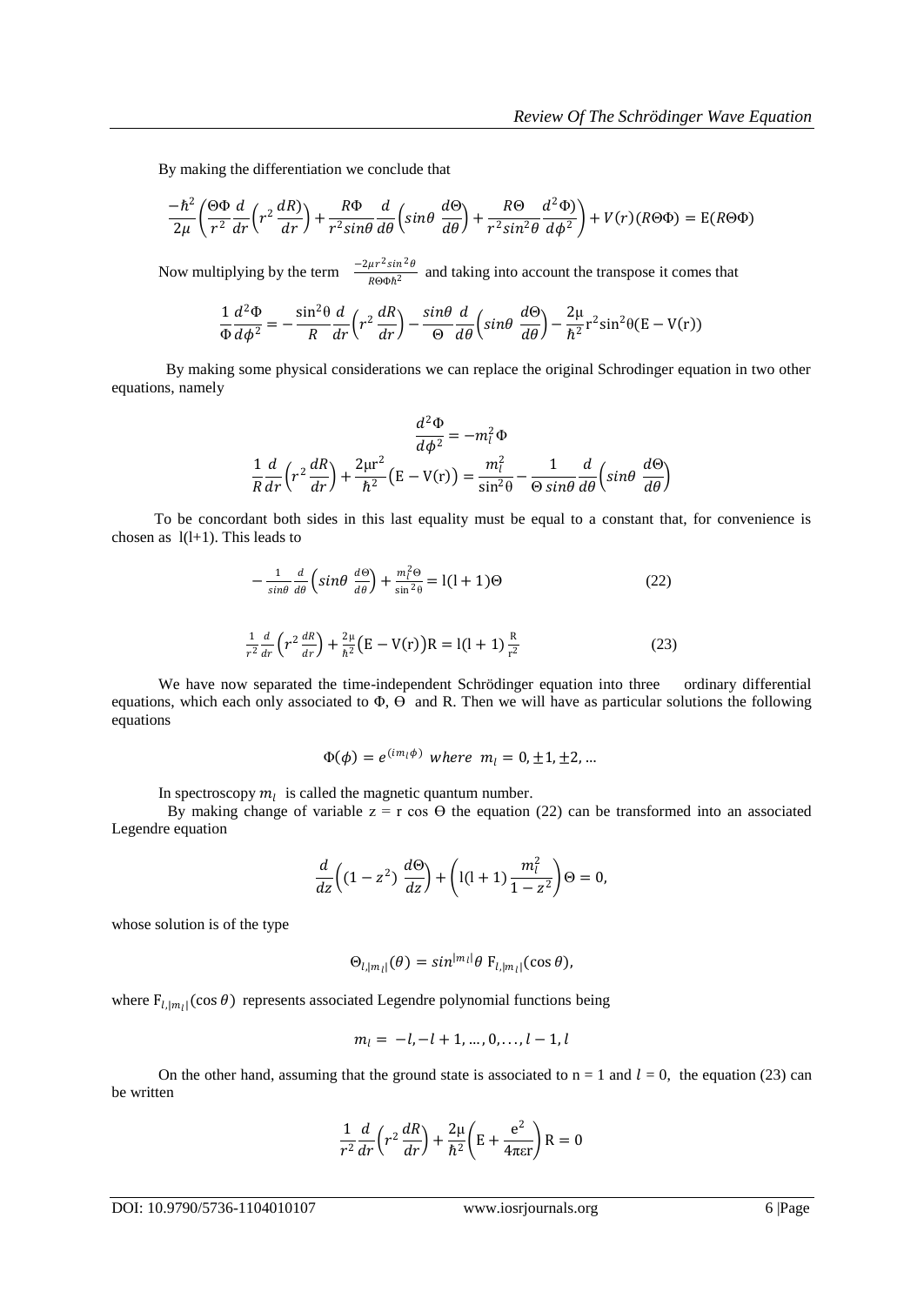By making the differentiation we conclude that

$$\frac{-\hbar^2}{2\mu}\left(\frac{\Theta\Phi}{r^2}\frac{d}{dr}\left(r^2\frac{dR)}{dr}\right)+\frac{R\Phi}{r^2 sin\theta}\frac{d}{d\theta}\left(sin\theta\ \frac{d\Theta}{d\theta}\right)+\frac{R\Theta}{r^2 sin^2\theta}\frac{d^2\Phi)}{d\phi^2}\right)+V(r)(R\Theta\Phi)=\mathrm{E}(R\Theta\Phi)$$

Now multiplying by the term $\frac{-2\mu r^2 sin^2\theta}{R\Theta\Phi\hbar^2}$ and taking into account the transpose it comes that

$$\frac{1}{\Phi}\frac{d^2\Phi}{d\phi^2}=-\frac{\sin^2\theta}{R}\frac{d}{dr}\left(r^2\frac{dR}{dr}\right)-\frac{sin\theta}{\Theta}\frac{d}{d\theta}\left(sin\theta\ \frac{d\Theta}{d\theta}\right)-\frac{2\mu}{\hbar^2}\mathrm{r}^2\sin^2\theta(\mathrm{E}-\mathrm{V(r)})$$

By making some physical considerations we can replace the original Schrodinger equation in two other equations, namely

$$\frac{d^2\Phi}{d\phi^2}=-m_l^2\Phi$$

$$\frac{1}{R}\frac{d}{dr}\left(r^2\frac{dR}{dr}\right)+\frac{2\mu r^2}{\hbar^2}\big(\mathrm{E}-\mathrm{V(r)}\big)=\frac{m_l^2}{\sin^2\theta}-\frac{1}{\Theta\ sin\theta}\frac{d}{d\theta}\left(sin\theta\ \frac{d\Theta}{d\theta}\right)$$

To be concordant both sides in this last equality must be equal to a constant that, for convenience is chosen as l(l+1). This leads to

$$-\frac{1}{sin\theta}\frac{d}{d\theta}\left(sin\theta\ \frac{d\Theta}{d\theta}\right)+\frac{m_l^2\Theta}{\sin^2\theta}=\mathrm{l(l+1)}\Theta \tag{22}$$

$$\frac{1}{r^2}\frac{d}{dr}\left(r^2\frac{dR}{dr}\right)+\frac{2\mu}{\hbar^2}\big(\mathrm{E}-\mathrm{V(r)}\big)\mathrm{R}=\mathrm{l(l+1)}\frac{\mathrm{R}}{\mathrm{r}^2} \tag{23}$$

We have now separated the time-independent Schrödinger equation into three ordinary differential equations, which each only associated to Φ, Θ and R. Then we will have as particular solutions the following equations

$$\Phi(\phi)=e^{(im_l\phi)}\ where\ \ m_l=0,\pm1,\pm2,\ldots$$

In spectroscopy $m_l$ is called the magnetic quantum number.

By making change of variable z = r cos Θ the equation (22) can be transformed into an associated Legendre equation

$$\frac{d}{dz}\left((1-z^2)\ \frac{d\Theta}{dz}\right)+\left(\mathrm{l(l+1)}\frac{m_l^2}{1-z^2}\right)\Theta=0,$$

whose solution is of the type

$$\Theta_{l,|m_l|}(\theta)=sin^{|m_l|}\theta\ \mathrm{F}_{l,|m_l|}(\cos\theta),$$

where $\mathrm{F}_{l,|m_l|}(\cos\theta)$ represents associated Legendre polynomial functions being

$$m_l=-l,-l+1,\ldots,0,\ldots,l-1,l$$

On the other hand, assuming that the ground state is associated to n = 1 and $l$ = 0, the equation (23) can be written

$$\frac{1}{r^2}\frac{d}{dr}\left(r^2\frac{dR}{dr}\right)+\frac{2\mu}{\hbar^2}\left(\mathrm{E}+\frac{\mathrm{e}^2}{4\pi\varepsilon\mathrm{r}}\right)\mathrm{R}=0$$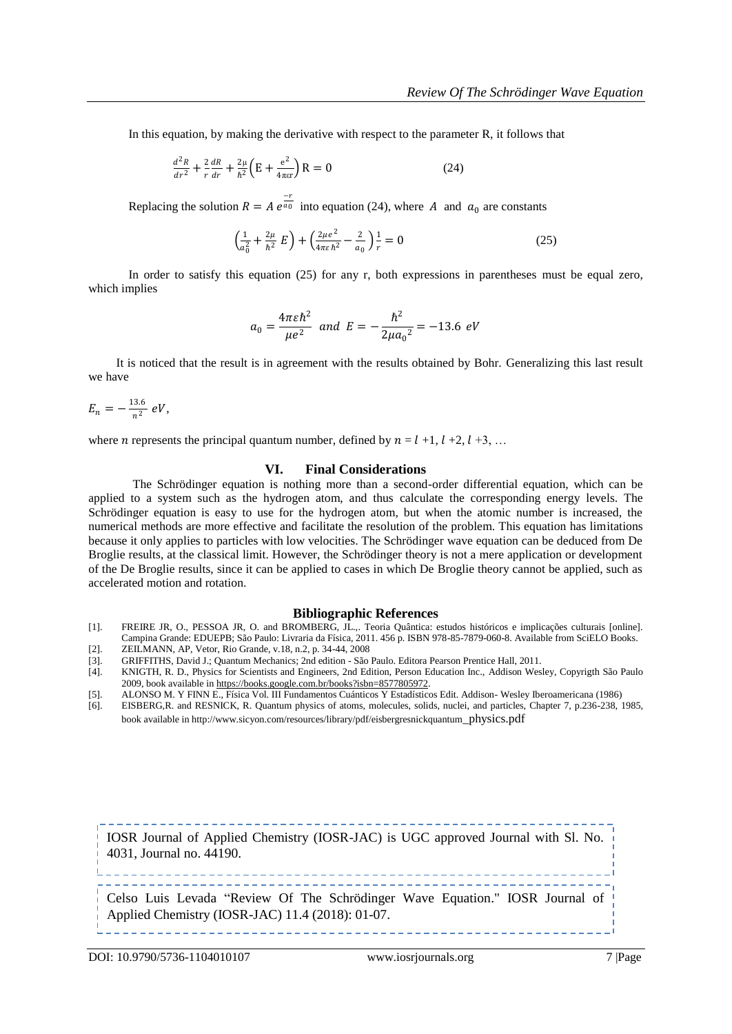In this equation, by making the derivative with respect to the parameter R, it follows that

$$\frac{d^2R}{dr^2} + \frac{2}{r}\frac{dR}{dr} + \frac{2\mu}{\hbar^2}\left(\mathrm{E} + \frac{\mathrm{e}^2}{4\pi\varepsilon r}\right)\mathrm{R} = 0 \qquad (24)$$

Replacing the solution $R = A\,e^{\frac{-r}{a_0}}$ into equation (24), where $A$ and $a_0$ are constants

$$\left(\frac{1}{a_0^2} + \frac{2\mu}{\hbar^2}E\right) + \left(\frac{2\mu e^2}{4\pi\varepsilon\hbar^2} - \frac{2}{a_0}\right)\frac{1}{r} = 0 \qquad (25)$$

In order to satisfy this equation (25) for any r, both expressions in parentheses must be equal zero, which implies

$$a_0 = \frac{4\pi\varepsilon\hbar^2}{\mu e^2} \;\; and \;\; E = -\frac{\hbar^2}{2\mu {a_0}^2} = -13.6 \; eV$$

It is noticed that the result is in agreement with the results obtained by Bohr. Generalizing this last result we have

$$E_n = -\frac{13.6}{n^2}\; eV,$$

where $n$ represents the principal quantum number, defined by $n = l+1, l+2, l+3, \ldots$

## VI. Final Considerations

The Schrödinger equation is nothing more than a second-order differential equation, which can be applied to a system such as the hydrogen atom, and thus calculate the corresponding energy levels. The Schrödinger equation is easy to use for the hydrogen atom, but when the atomic number is increased, the numerical methods are more effective and facilitate the resolution of the problem. This equation has limitations because it only applies to particles with low velocities. The Schrödinger wave equation can be deduced from De Broglie results, at the classical limit. However, the Schrödinger theory is not a mere application or development of the De Broglie results, since it can be applied to cases in which De Broglie theory cannot be applied, such as accelerated motion and rotation.

## Bibliographic References

[1]. FREIRE JR, O., PESSOA JR, O. and BROMBERG, JL.,. Teoria Quântica: estudos históricos e implicações culturais [online]. Campina Grande: EDUEPB; São Paulo: Livraria da Física, 2011. 456 p. ISBN 978-85-7879-060-8. Available from SciELO Books.

[2]. ZEILMANN, AP, Vetor, Rio Grande, v.18, n.2, p. 34-44, 2008

[3]. GRIFFITHS, David J.; Quantum Mechanics; 2nd edition - São Paulo. Editora Pearson Prentice Hall, 2011.

[4]. KNIGTH, R. D., Physics for Scientists and Engineers, 2nd Edition, Person Education Inc., Addison Wesley, Copyrigth São Paulo 2009, book available in https://books.google.com.br/books?isbn=8577805972.

[5]. ALONSO M. Y FINN E., Física Vol. III Fundamentos Cuánticos Y Estadísticos Edit. Addison- Wesley Iberoamericana (1986)

[6]. EISBERG,R. and RESNICK, R. Quantum physics of atoms, molecules, solids, nuclei, and particles, Chapter 7, p.236-238, 1985, book available in http://www.sicyon.com/resources/library/pdf/eisbergresnickquantum_physics.pdf

IOSR Journal of Applied Chemistry (IOSR-JAC) is UGC approved Journal with Sl. No. 4031, Journal no. 44190.

Celso Luis Levada "Review Of The Schrödinger Wave Equation." IOSR Journal of Applied Chemistry (IOSR-JAC) 11.4 (2018): 01-07.